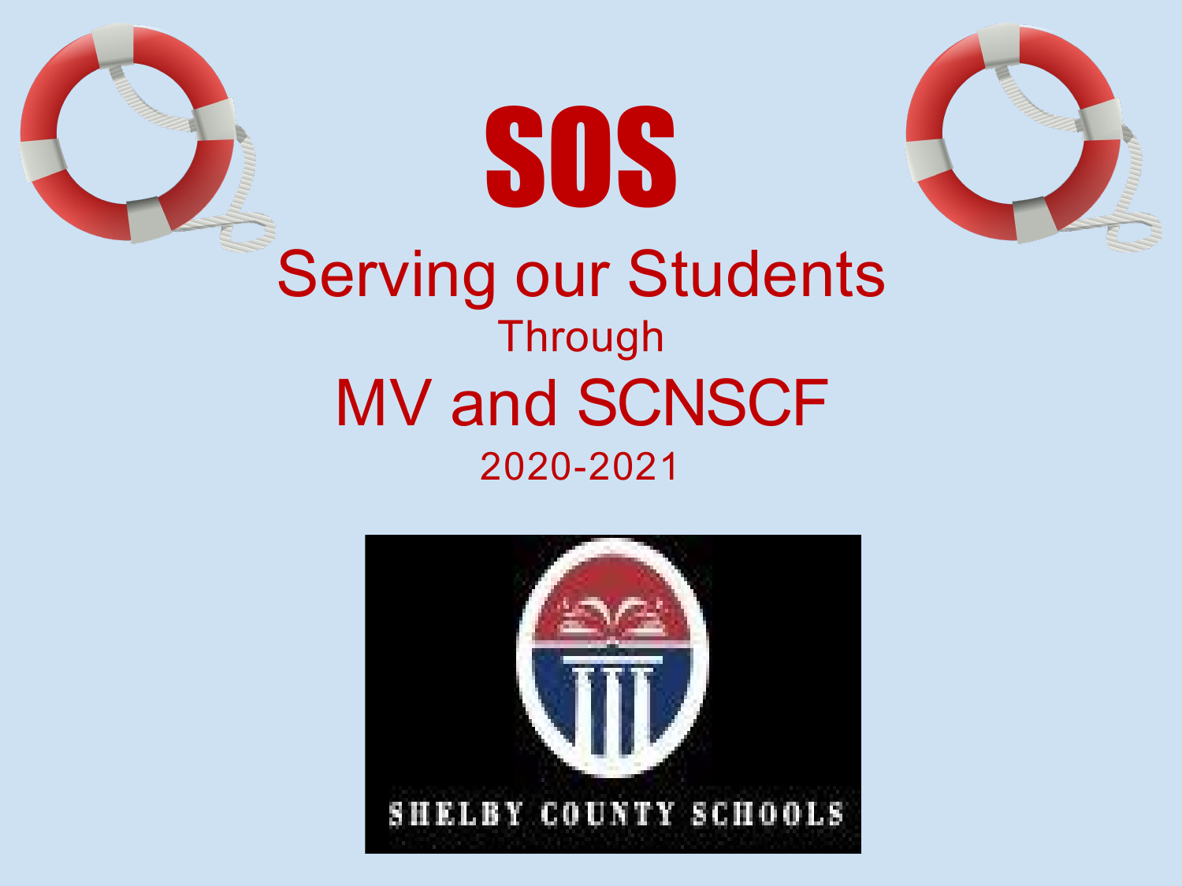# SOS

## Serving our Students

Through

## MV and SCNSCF

2020-2021

SHELBY COUNTY SCHOOLS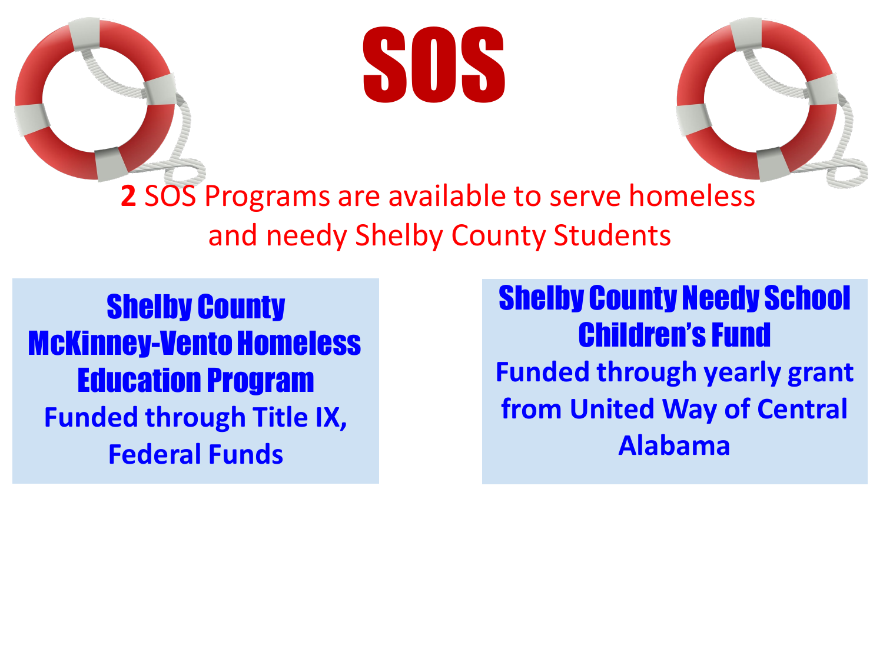# SOS

**2** SOS Programs are available to serve homeless and needy Shelby County Students

## Shelby County McKinney-Vento Homeless Education Program

**Funded through Title IX, Federal Funds**

## Shelby County Needy School Children's Fund

**Funded through yearly grant from United Way of Central Alabama**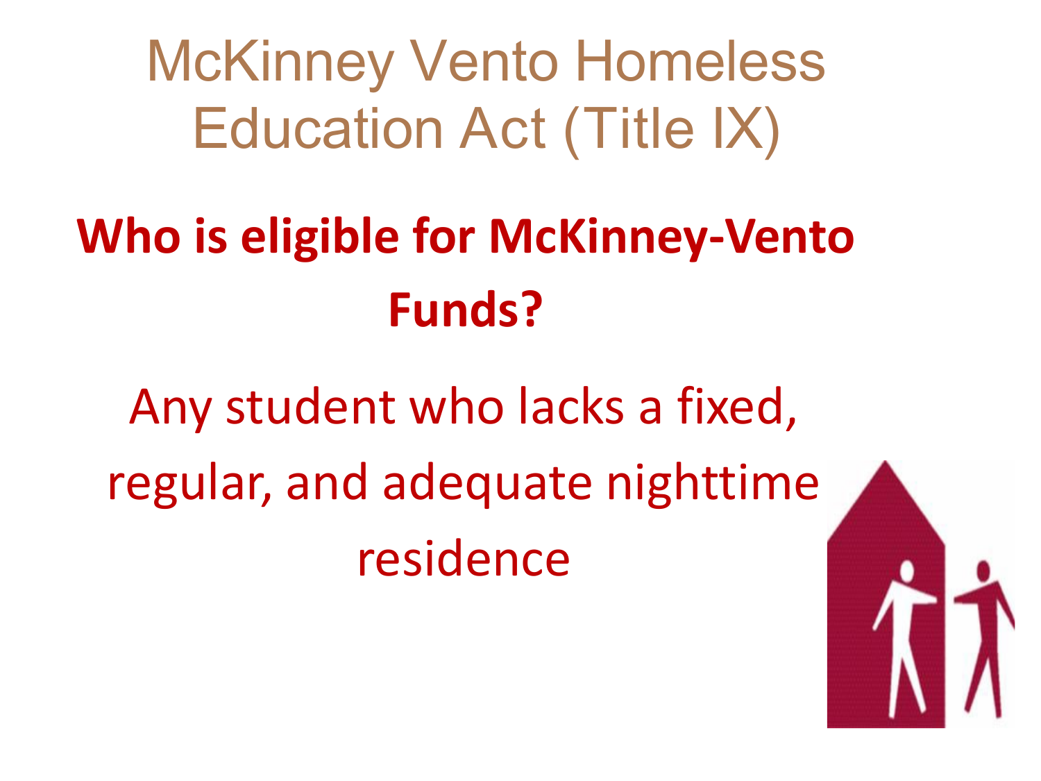# McKinney Vento Homeless Education Act (Title IX)

## Who is eligible for McKinney-Vento Funds?

Any student who lacks a fixed, regular, and adequate nighttime residence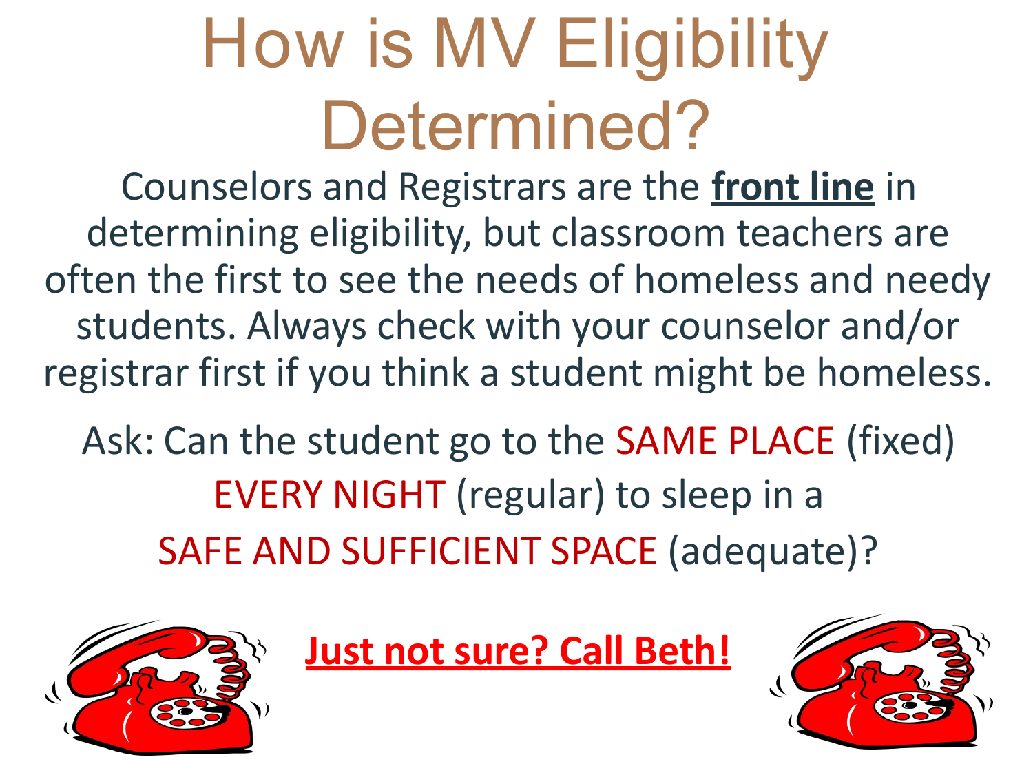# How is MV Eligibility Determined?

Counselors and Registrars are the **<u>front line</u>** in determining eligibility, but classroom teachers are often the first to see the needs of homeless and needy students. Always check with your counselor and/or registrar first if you think a student might be homeless.

Ask: Can the student go to the SAME PLACE (fixed) EVERY NIGHT (regular) to sleep in a SAFE AND SUFFICIENT SPACE (adequate)?

**<u>Just not sure? Call Beth!</u>**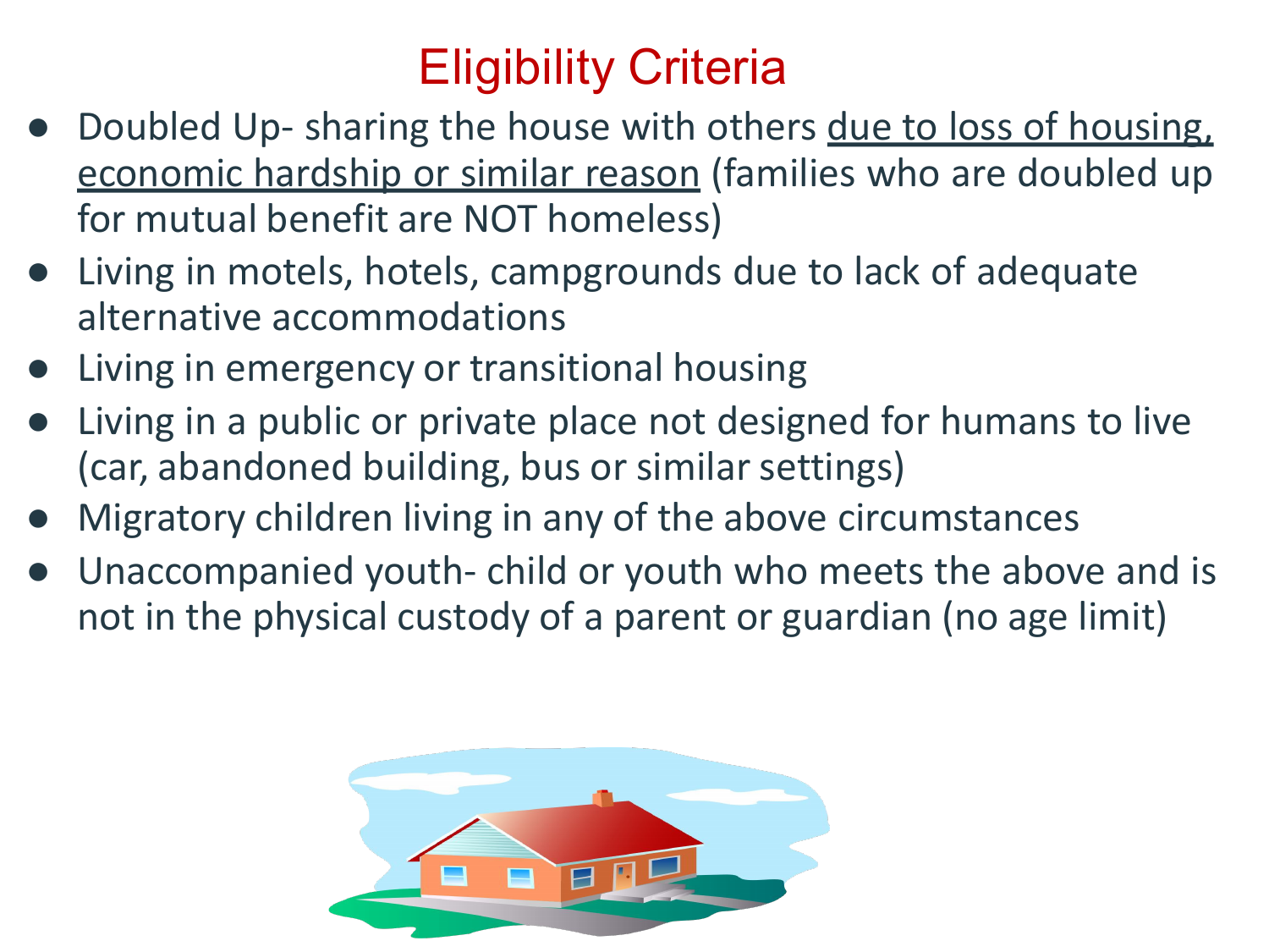# Eligibility Criteria

- Doubled Up- sharing the house with others <u>due to loss of housing, economic hardship or similar reason</u> (families who are doubled up for mutual benefit are NOT homeless)
- Living in motels, hotels, campgrounds due to lack of adequate alternative accommodations
- Living in emergency or transitional housing
- Living in a public or private place not designed for humans to live (car, abandoned building, bus or similar settings)
- Migratory children living in any of the above circumstances
- Unaccompanied youth- child or youth who meets the above and is not in the physical custody of a parent or guardian (no age limit)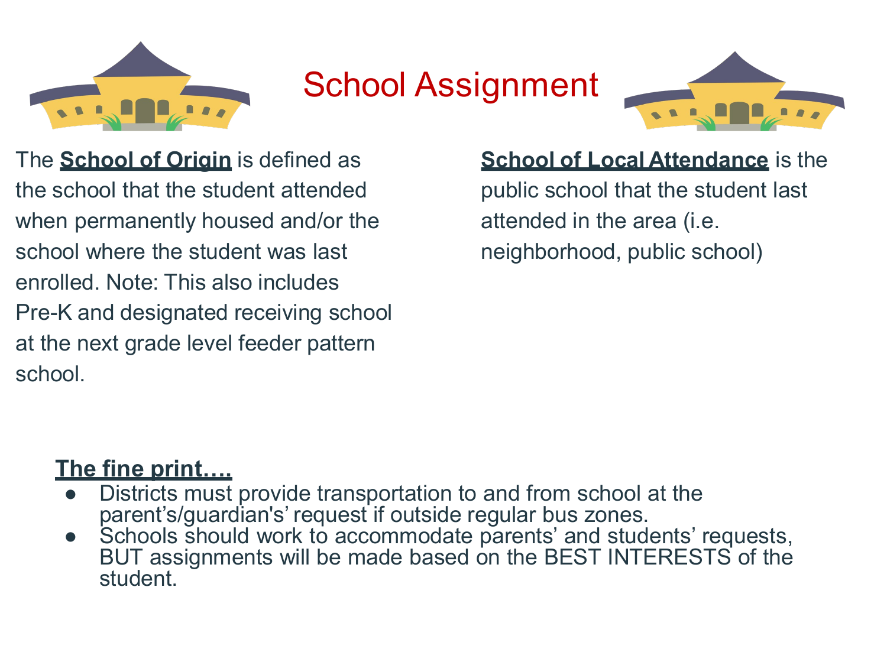# School Assignment

The **School of Origin** is defined as the school that the student attended when permanently housed and/or the school where the student was last enrolled. Note: This also includes Pre-K and designated receiving school at the next grade level feeder pattern school.

**School of Local Attendance** is the public school that the student last attended in the area (i.e. neighborhood, public school)

**The fine print….**

- Districts must provide transportation to and from school at the parent's/guardian's' request if outside regular bus zones.
- Schools should work to accommodate parents' and students' requests, BUT assignments will be made based on the BEST INTERESTS of the student.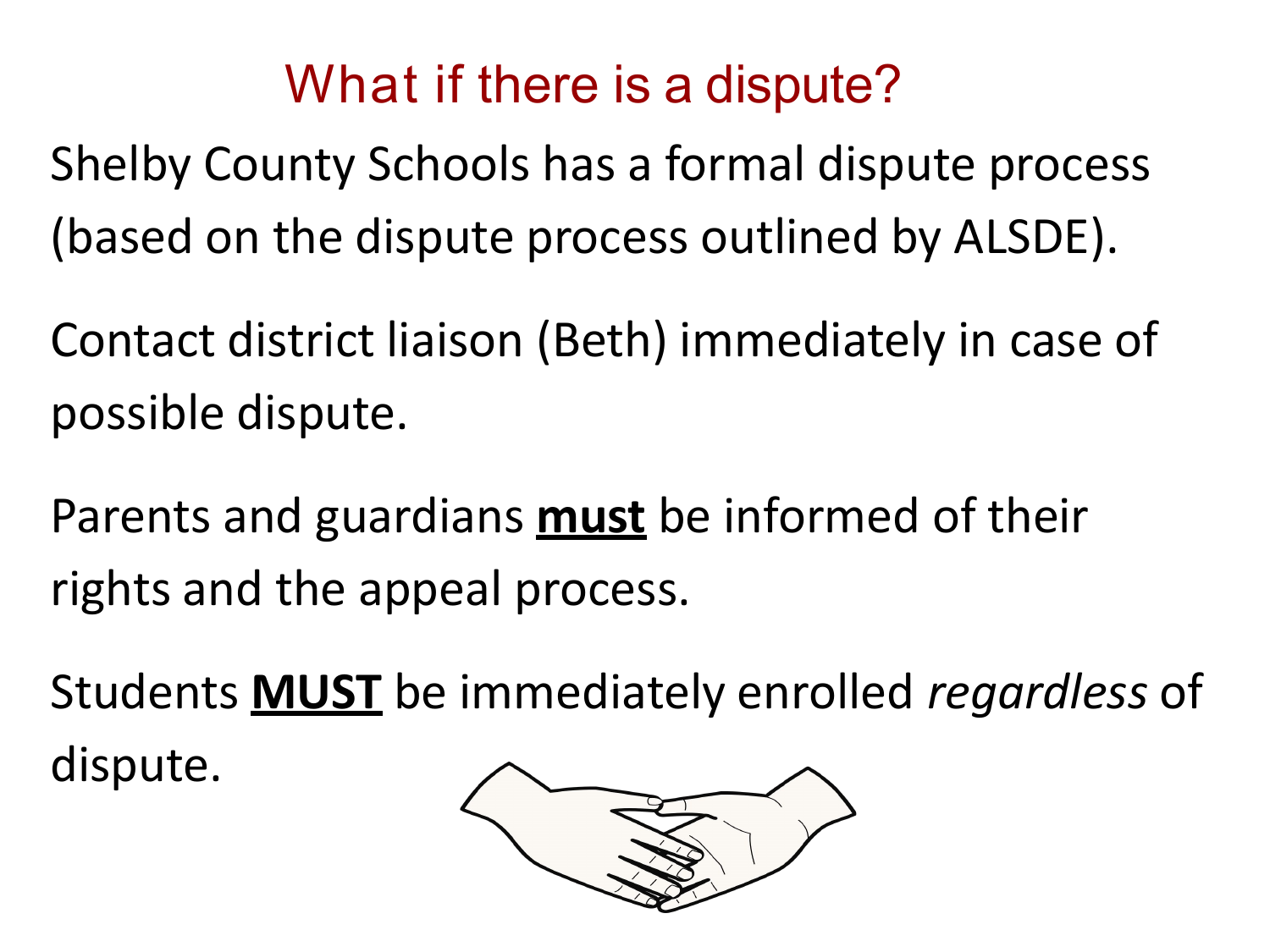# What if there is a dispute?

Shelby County Schools has a formal dispute process (based on the dispute process outlined by ALSDE).

Contact district liaison (Beth) immediately in case of possible dispute.

Parents and guardians <u>**must**</u> be informed of their rights and the appeal process.

Students <u>**MUST**</u> be immediately enrolled *regardless* of dispute.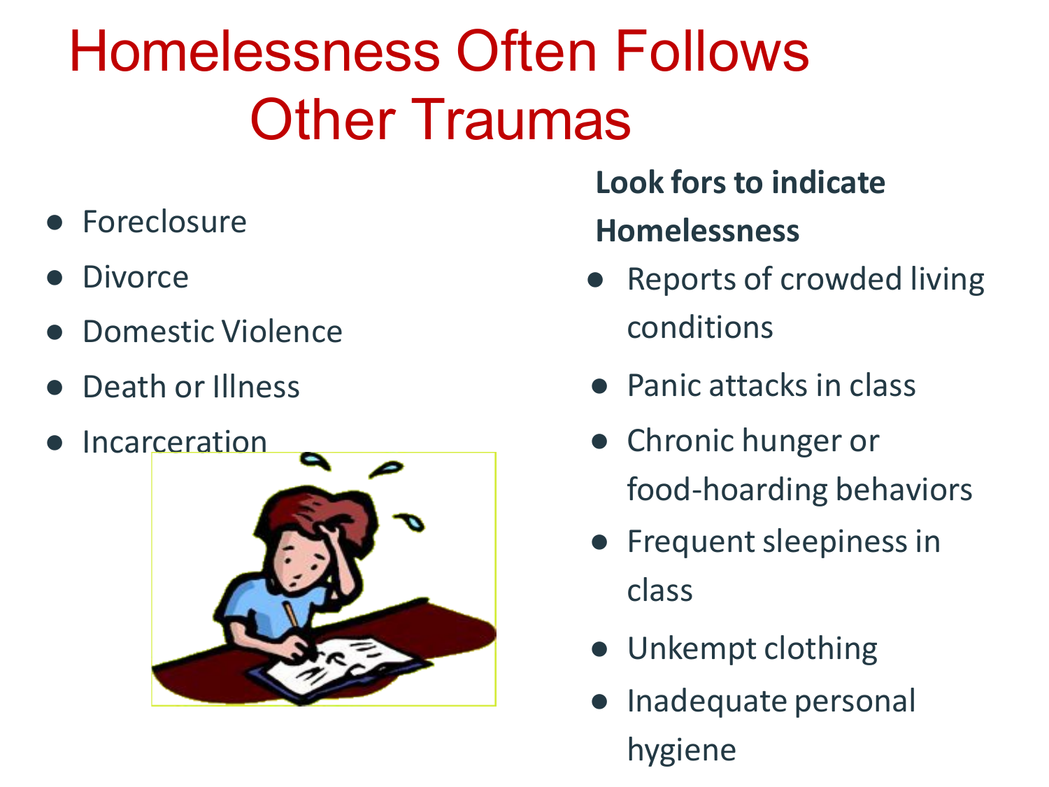# Homelessness Often Follows Other Traumas

- Foreclosure
- Divorce
- Domestic Violence
- Death or Illness
- Incarceration

**Look fors to indicate Homelessness**

- Reports of crowded living conditions
- Panic attacks in class
- Chronic hunger or food-hoarding behaviors
- Frequent sleepiness in class
- Unkempt clothing
- Inadequate personal hygiene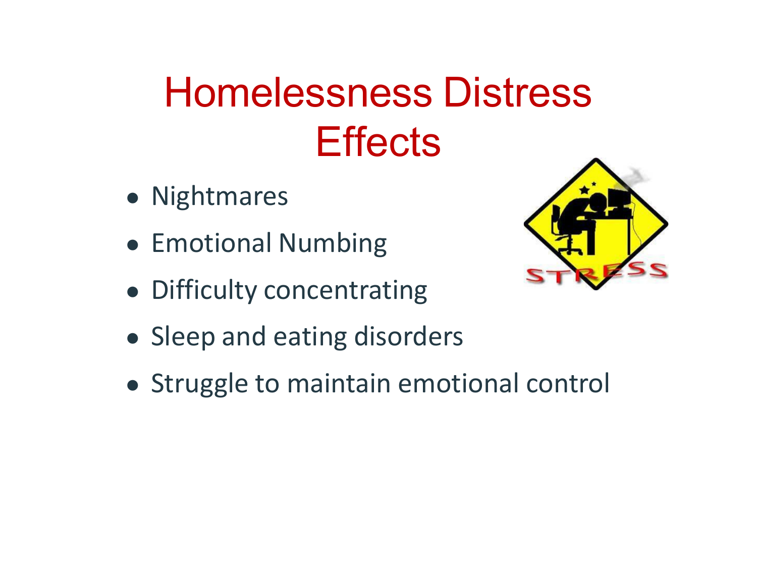# Homelessness Distress Effects

- Nightmares
- Emotional Numbing
- Difficulty concentrating
- Sleep and eating disorders
- Struggle to maintain emotional control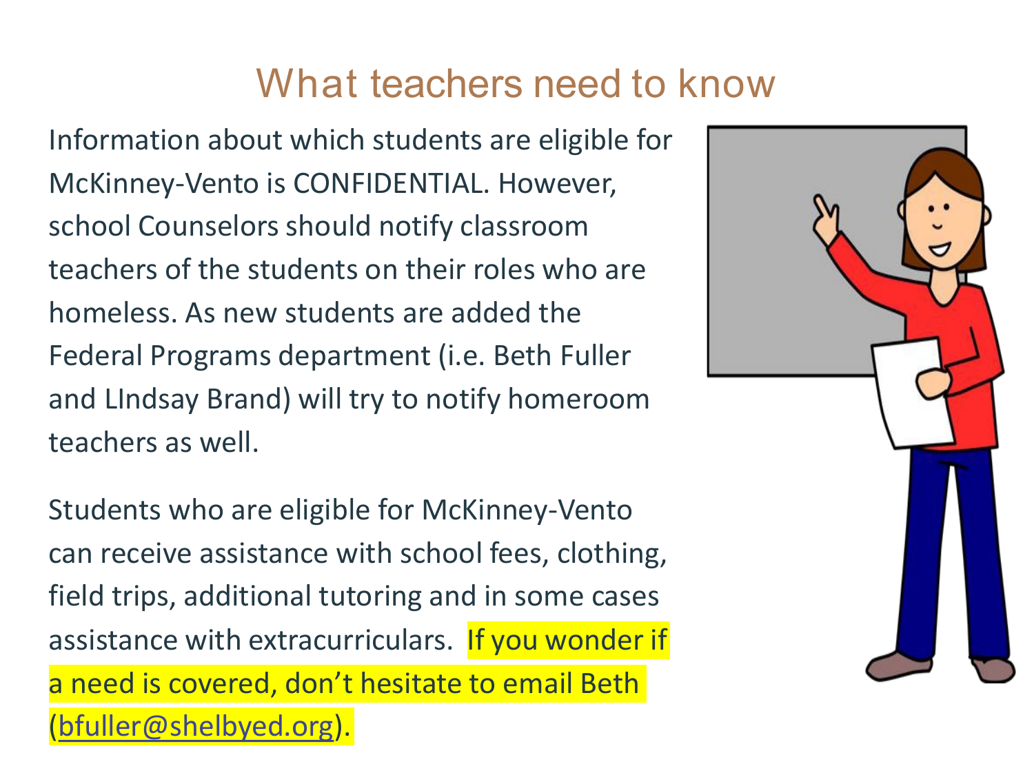# What teachers need to know

Information about which students are eligible for McKinney-Vento is CONFIDENTIAL. However, school Counselors should notify classroom teachers of the students on their roles who are homeless. As new students are added the Federal Programs department (i.e. Beth Fuller and LIndsay Brand) will try to notify homeroom teachers as well.

Students who are eligible for McKinney-Vento can receive assistance with school fees, clothing, field trips, additional tutoring and in some cases assistance with extracurriculars. If you wonder if a need is covered, don't hesitate to email Beth (bfuller@shelbyed.org).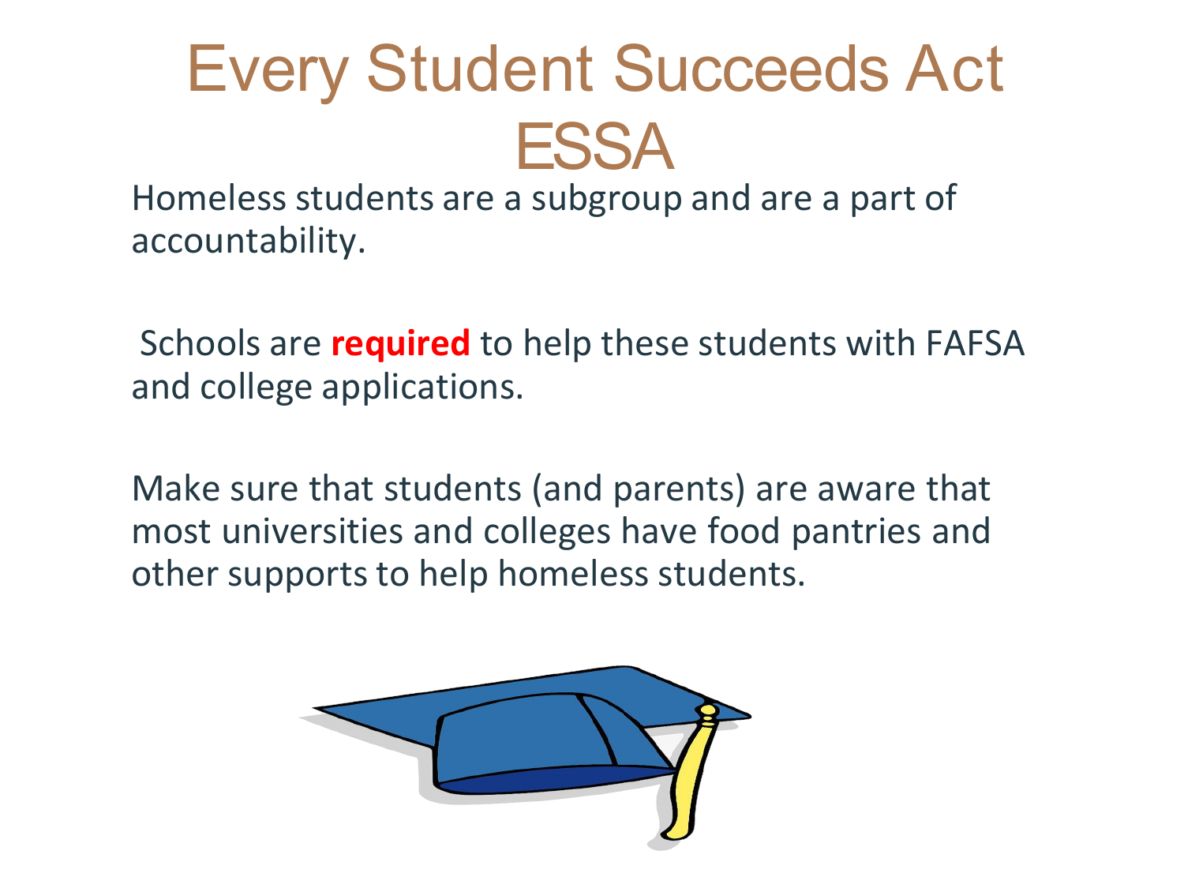# Every Student Succeeds Act ESSA

Homeless students are a subgroup and are a part of accountability.

Schools are **required** to help these students with FAFSA and college applications.

Make sure that students (and parents) are aware that most universities and colleges have food pantries and other supports to help homeless students.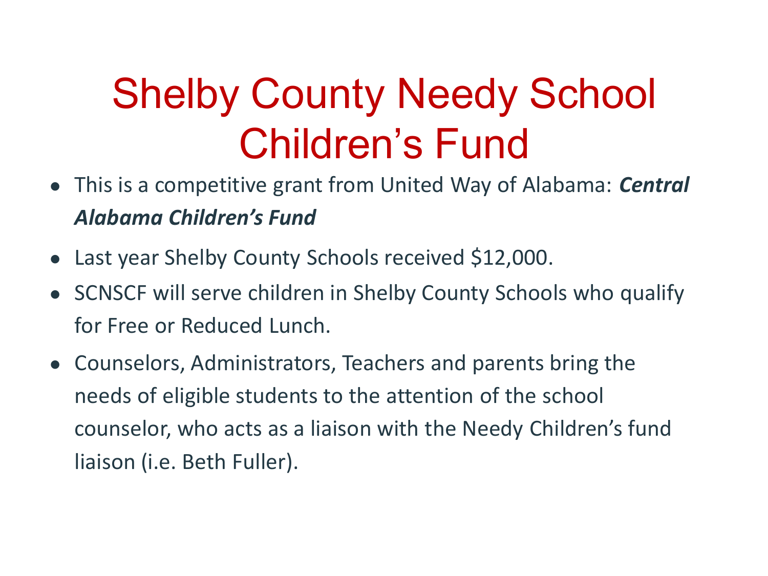# Shelby County Needy School Children's Fund

- This is a competitive grant from United Way of Alabama: ***Central Alabama Children's Fund***
- Last year Shelby County Schools received $12,000.
- SCNSCF will serve children in Shelby County Schools who qualify for Free or Reduced Lunch.
- Counselors, Administrators, Teachers and parents bring the needs of eligible students to the attention of the school counselor, who acts as a liaison with the Needy Children's fund liaison (i.e. Beth Fuller).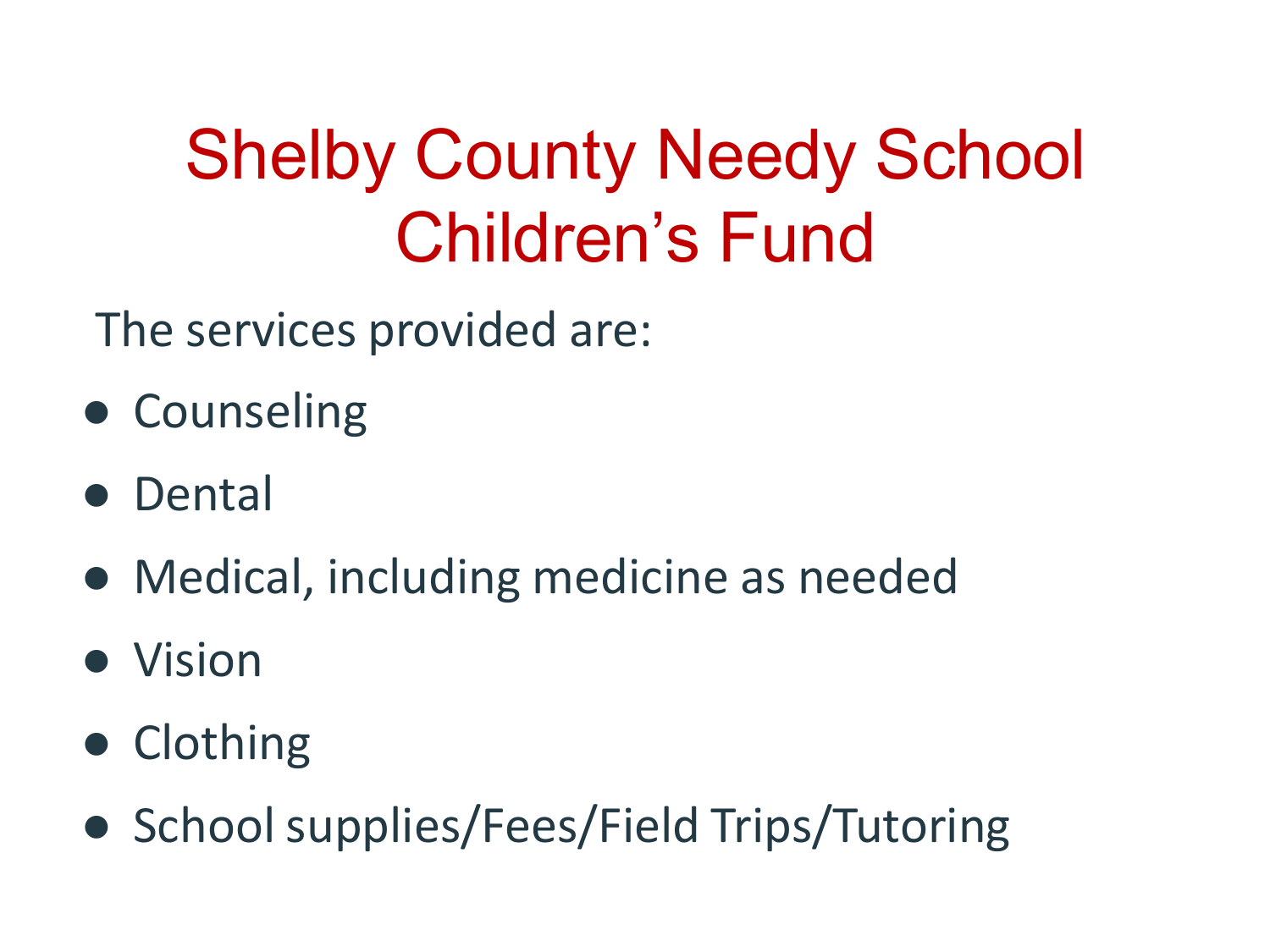# Shelby County Needy School Children's Fund

The services provided are:

- Counseling
- Dental
- Medical, including medicine as needed
- Vision
- Clothing
- School supplies/Fees/Field Trips/Tutoring